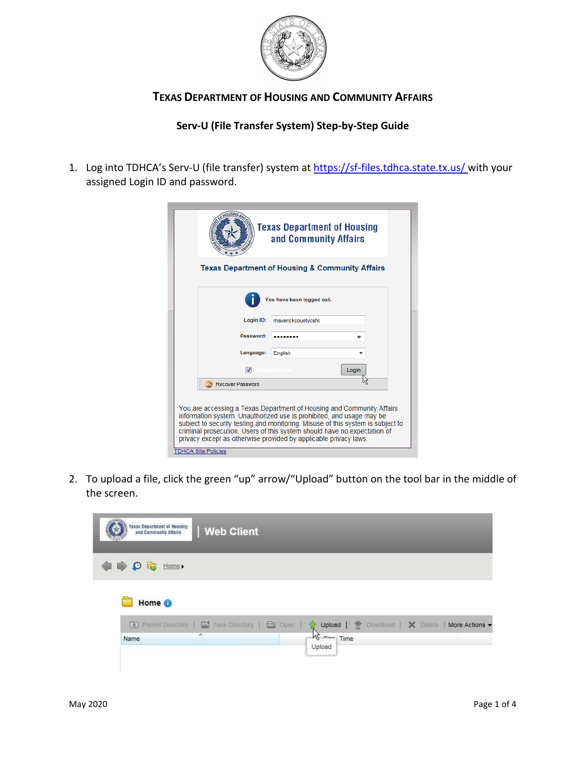# TEXAS DEPARTMENT OF HOUSING AND COMMUNITY AFFAIRS

## Serv-U (File Transfer System) Step-by-Step Guide

1. Log into TDHCA's Serv-U (file transfer) system at https://sf-files.tdhca.state.tx.us/ with your assigned Login ID and password.

2. To upload a file, click the green "up" arrow/"Upload" button on the tool bar in the middle of the screen.

May 2020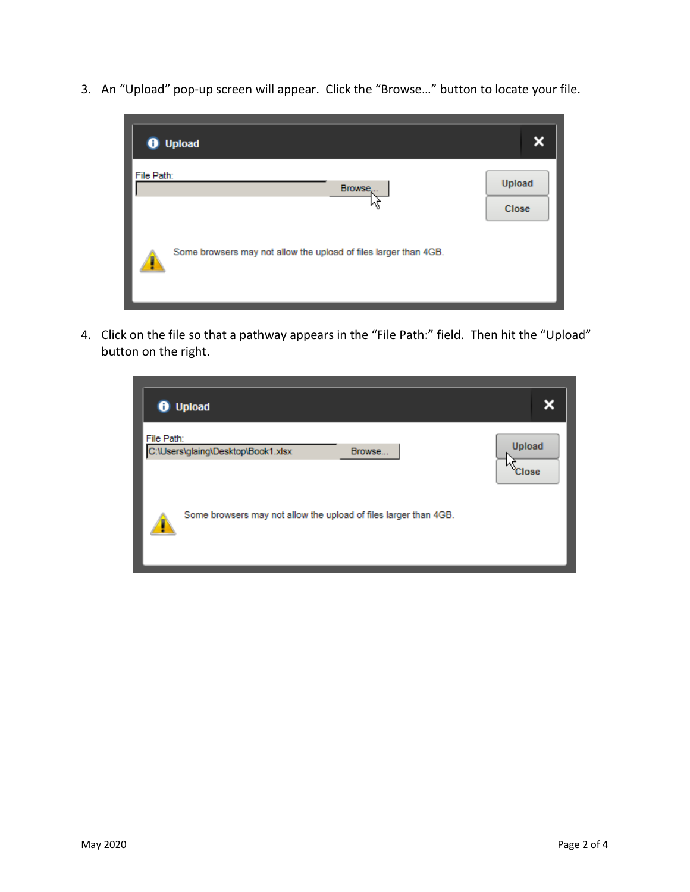3. An "Upload" pop-up screen will appear. Click the "Browse…" button to locate your file.

4. Click on the file so that a pathway appears in the "File Path:" field. Then hit the "Upload" button on the right.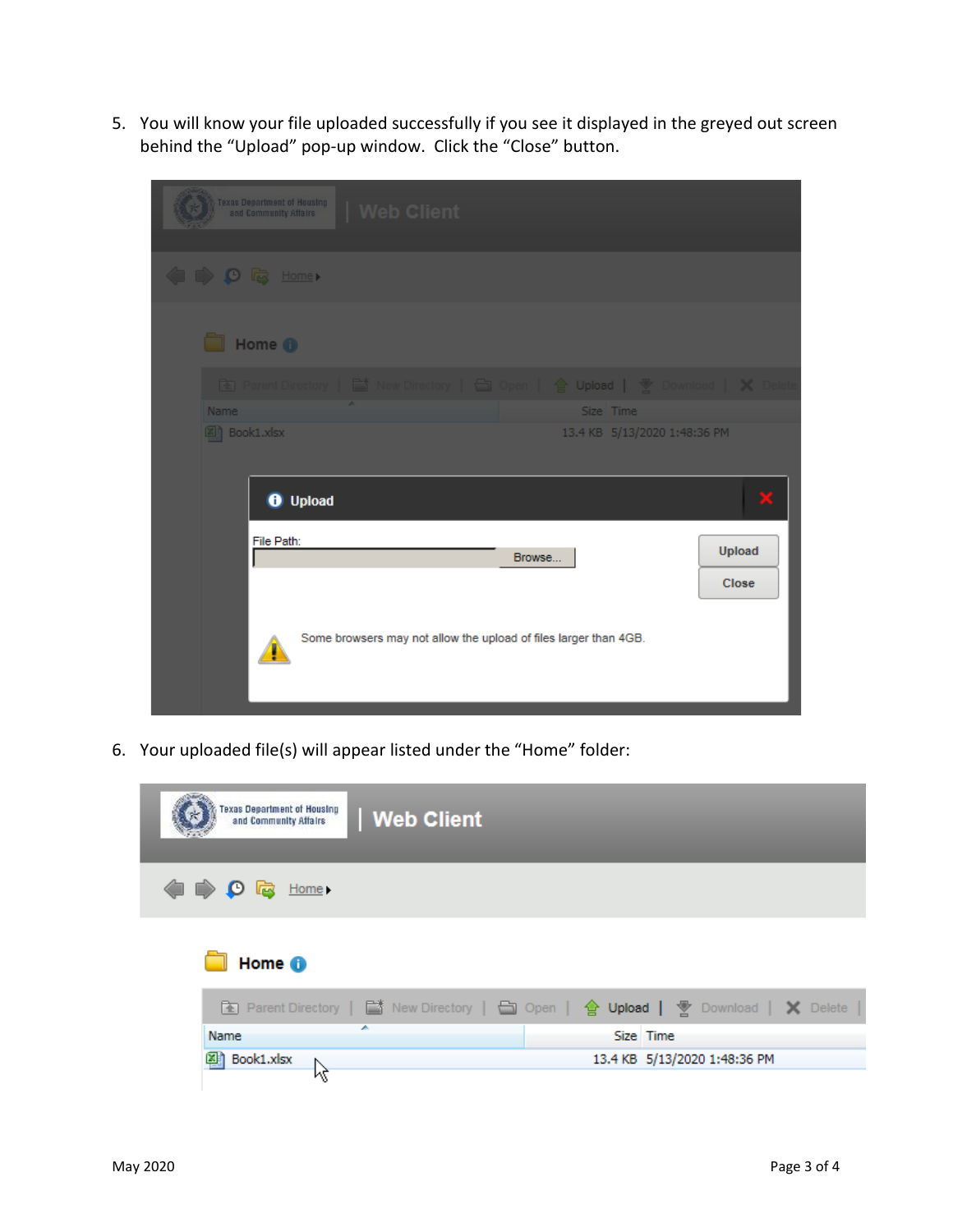5. You will know your file uploaded successfully if you see it displayed in the greyed out screen behind the "Upload" pop-up window. Click the "Close" button.

6. Your uploaded file(s) will appear listed under the "Home" folder: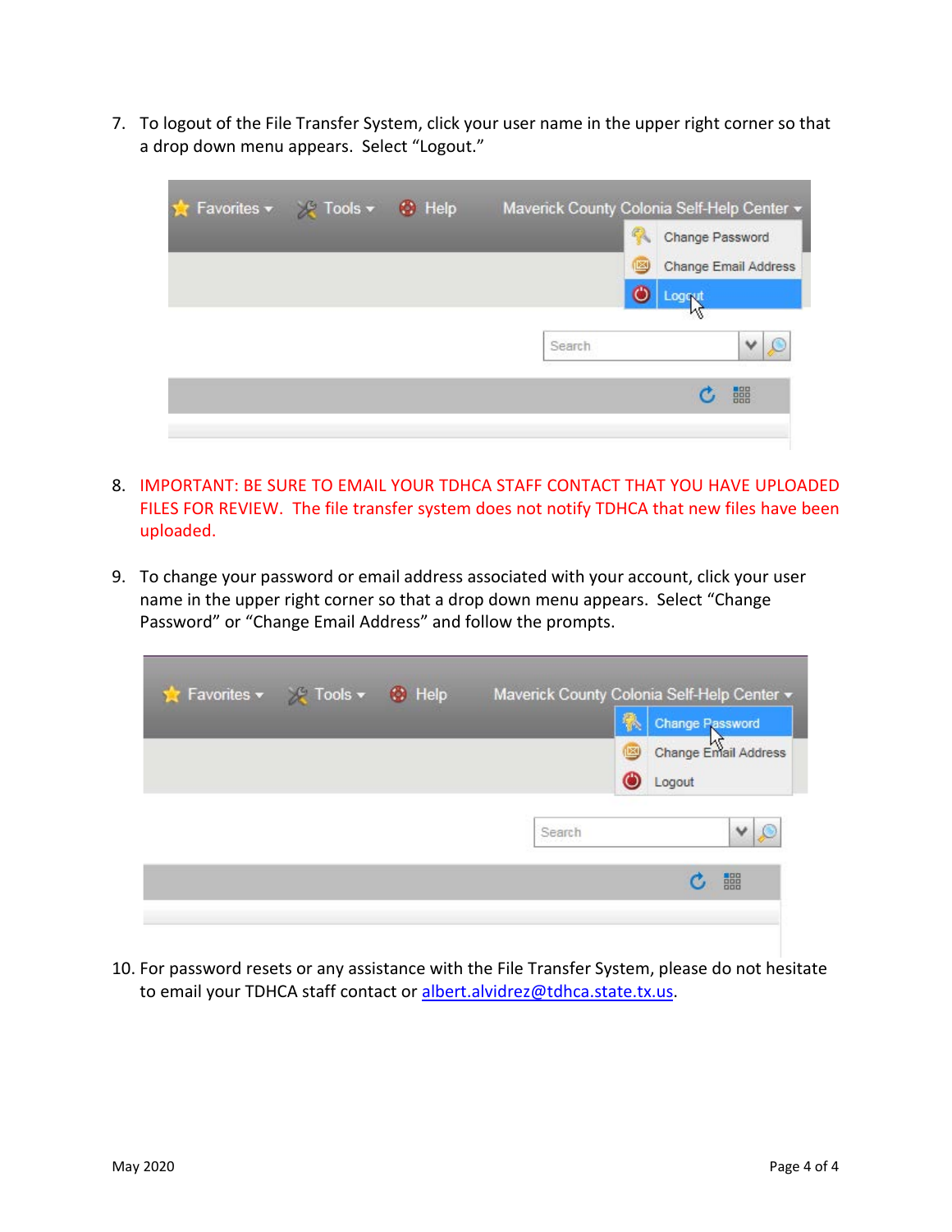7. To logout of the File Transfer System, click your user name in the upper right corner so that a drop down menu appears. Select "Logout."

8. IMPORTANT: BE SURE TO EMAIL YOUR TDHCA STAFF CONTACT THAT YOU HAVE UPLOADED FILES FOR REVIEW. The file transfer system does not notify TDHCA that new files have been uploaded.

9. To change your password or email address associated with your account, click your user name in the upper right corner so that a drop down menu appears. Select "Change Password" or "Change Email Address" and follow the prompts.

10. For password resets or any assistance with the File Transfer System, please do not hesitate to email your TDHCA staff contact or albert.alvidrez@tdhca.state.tx.us.

May 2020